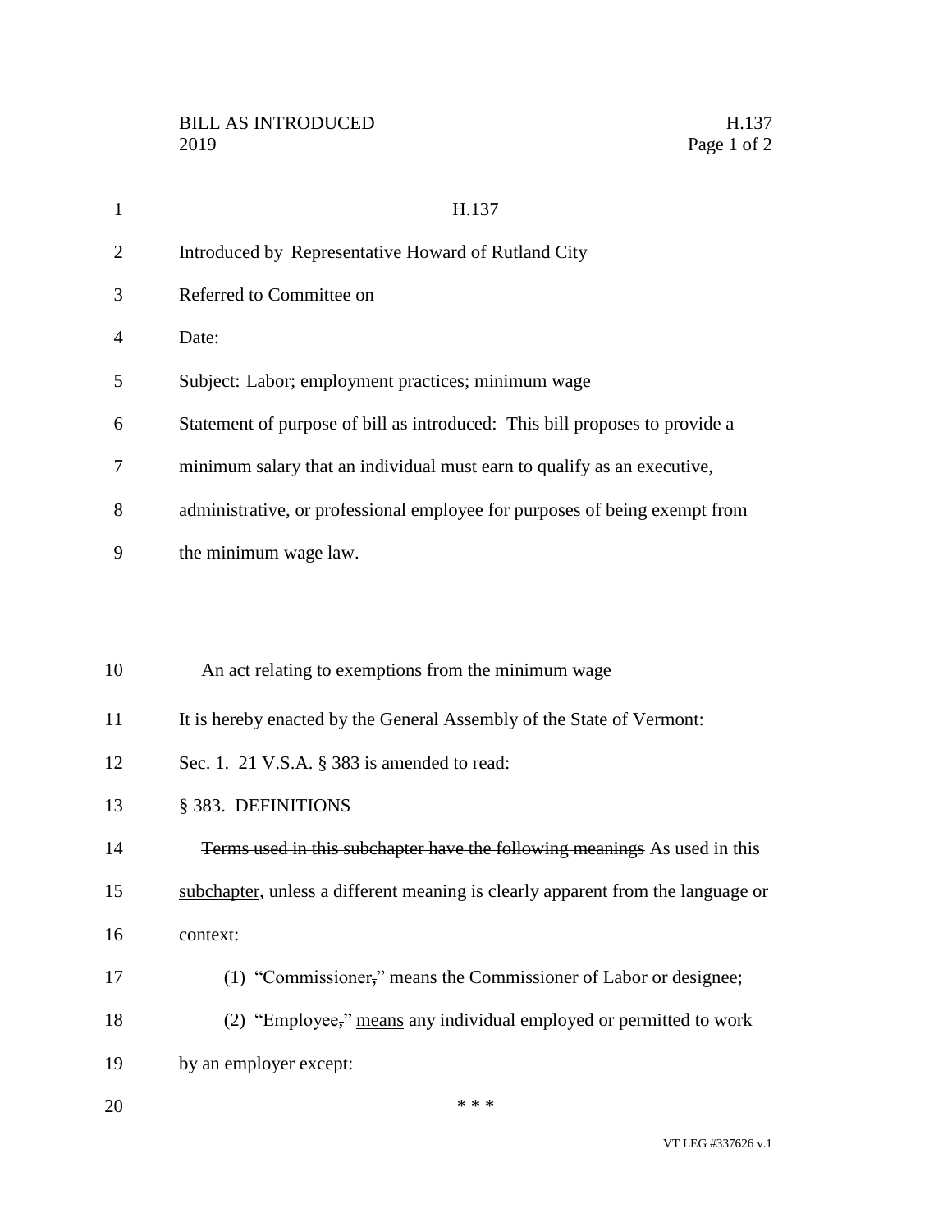H.137

Introduced by Representative Howard of Rutland City

Referred to Committee on

Date:

Subject: Labor; employment practices; minimum wage

Statement of purpose of bill as introduced: This bill proposes to provide a minimum salary that an individual must earn to qualify as an executive, administrative, or professional employee for purposes of being exempt from the minimum wage law.

An act relating to exemptions from the minimum wage

It is hereby enacted by the General Assembly of the State of Vermont:

Sec. 1. 21 V.S.A. § 383 is amended to read:

§ 383. DEFINITIONS

~~Terms used in this subchapter have the following meanings~~ <u>As used in this subchapter</u>, unless a different meaning is clearly apparent from the language or context:

(1) "Commissioner~~,~~" <u>means</u> the Commissioner of Labor or designee;

(2) "Employee~~,~~" <u>means</u> any individual employed or permitted to work by an employer except:

\* \* \*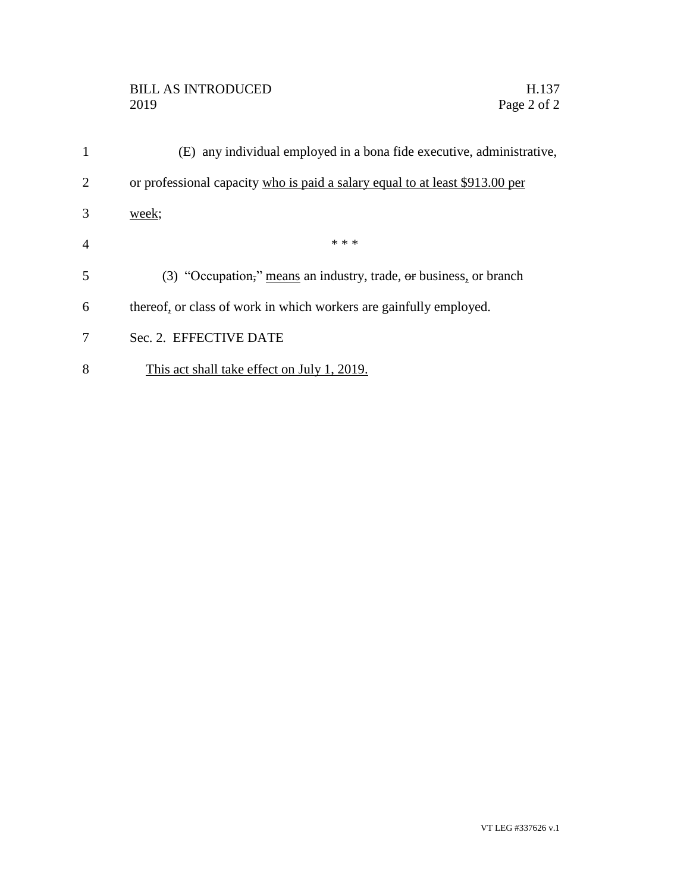(E) any individual employed in a bona fide executive, administrative, or professional capacity <u>who is paid a salary equal to at least $913.00 per week</u>;

* * *

(3) "Occupation~~,~~" <u>means</u> an industry, trade, ~~or~~ business<u>,</u> or branch thereof<u>,</u> or class of work in which workers are gainfully employed.

Sec. 2. EFFECTIVE DATE

<u>This act shall take effect on July 1, 2019.</u>